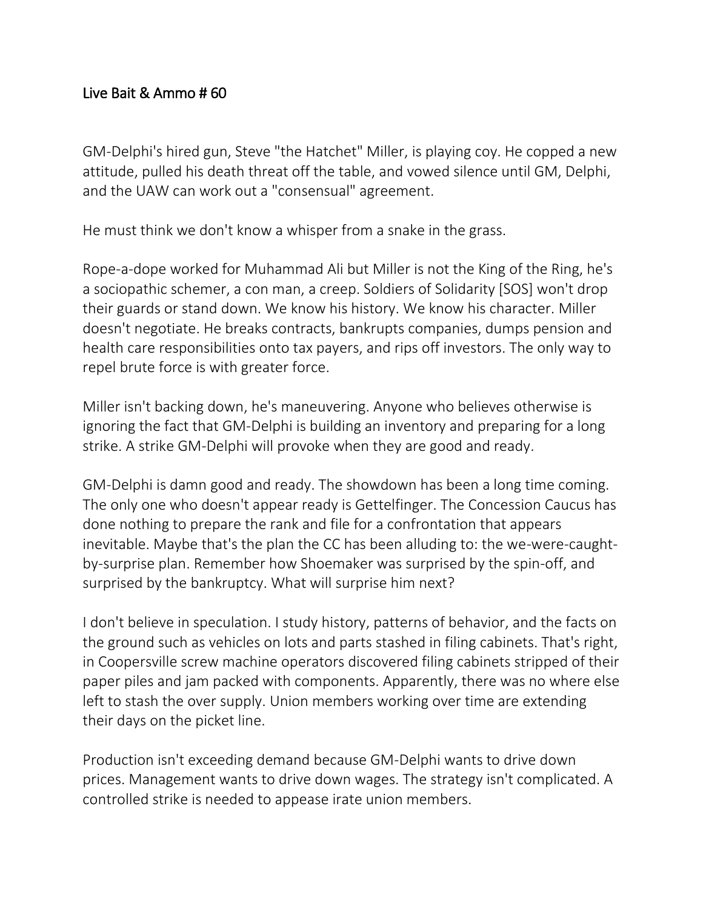## Live Bait & Ammo # 60

GM-Delphi's hired gun, Steve "the Hatchet" Miller, is playing coy. He copped a new attitude, pulled his death threat off the table, and vowed silence until GM, Delphi, and the UAW can work out a "consensual" agreement.

He must think we don't know a whisper from a snake in the grass.

Rope-a-dope worked for Muhammad Ali but Miller is not the King of the Ring, he's a sociopathic schemer, a con man, a creep. Soldiers of Solidarity [SOS] won't drop their guards or stand down. We know his history. We know his character. Miller doesn't negotiate. He breaks contracts, bankrupts companies, dumps pension and health care responsibilities onto tax payers, and rips off investors. The only way to repel brute force is with greater force.

Miller isn't backing down, he's maneuvering. Anyone who believes otherwise is ignoring the fact that GM-Delphi is building an inventory and preparing for a long strike. A strike GM-Delphi will provoke when they are good and ready.

GM-Delphi is damn good and ready. The showdown has been a long time coming. The only one who doesn't appear ready is Gettelfinger. The Concession Caucus has done nothing to prepare the rank and file for a confrontation that appears inevitable. Maybe that's the plan the CC has been alluding to: the we-were-caught-by-surprise plan. Remember how Shoemaker was surprised by the spin-off, and surprised by the bankruptcy. What will surprise him next?

I don't believe in speculation. I study history, patterns of behavior, and the facts on the ground such as vehicles on lots and parts stashed in filing cabinets. That's right, in Coopersville screw machine operators discovered filing cabinets stripped of their paper piles and jam packed with components. Apparently, there was no where else left to stash the over supply. Union members working over time are extending their days on the picket line.

Production isn't exceeding demand because GM-Delphi wants to drive down prices. Management wants to drive down wages. The strategy isn't complicated. A controlled strike is needed to appease irate union members.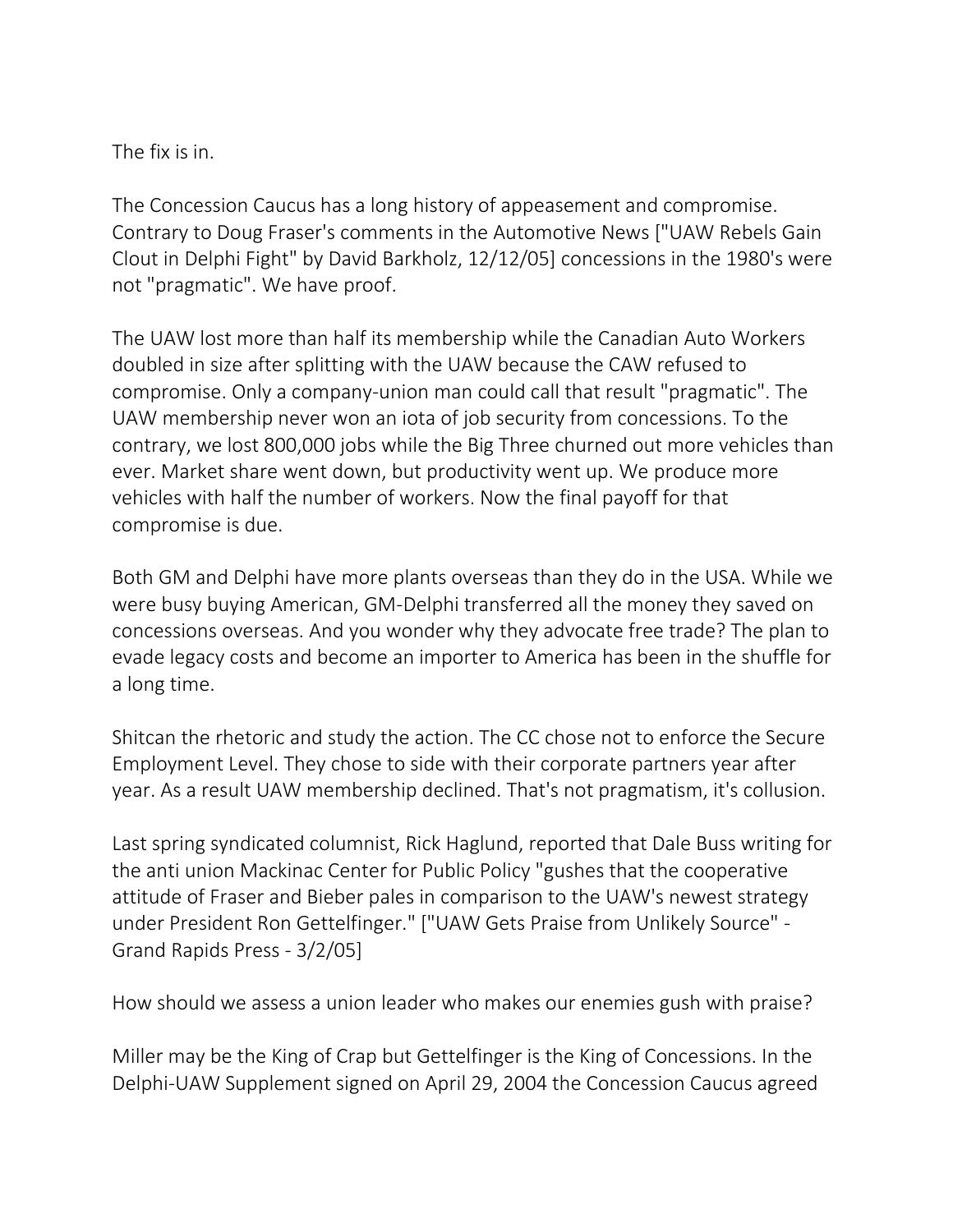The fix is in.

The Concession Caucus has a long history of appeasement and compromise. Contrary to Doug Fraser's comments in the Automotive News ["UAW Rebels Gain Clout in Delphi Fight" by David Barkholz, 12/12/05] concessions in the 1980's were not "pragmatic". We have proof.

The UAW lost more than half its membership while the Canadian Auto Workers doubled in size after splitting with the UAW because the CAW refused to compromise. Only a company-union man could call that result "pragmatic". The UAW membership never won an iota of job security from concessions. To the contrary, we lost 800,000 jobs while the Big Three churned out more vehicles than ever. Market share went down, but productivity went up. We produce more vehicles with half the number of workers. Now the final payoff for that compromise is due.

Both GM and Delphi have more plants overseas than they do in the USA. While we were busy buying American, GM-Delphi transferred all the money they saved on concessions overseas. And you wonder why they advocate free trade? The plan to evade legacy costs and become an importer to America has been in the shuffle for a long time.

Shitcan the rhetoric and study the action. The CC chose not to enforce the Secure Employment Level. They chose to side with their corporate partners year after year. As a result UAW membership declined. That's not pragmatism, it's collusion.

Last spring syndicated columnist, Rick Haglund, reported that Dale Buss writing for the anti union Mackinac Center for Public Policy "gushes that the cooperative attitude of Fraser and Bieber pales in comparison to the UAW's newest strategy under President Ron Gettelfinger." ["UAW Gets Praise from Unlikely Source" - Grand Rapids Press - 3/2/05]

How should we assess a union leader who makes our enemies gush with praise?

Miller may be the King of Crap but Gettelfinger is the King of Concessions. In the Delphi-UAW Supplement signed on April 29, 2004 the Concession Caucus agreed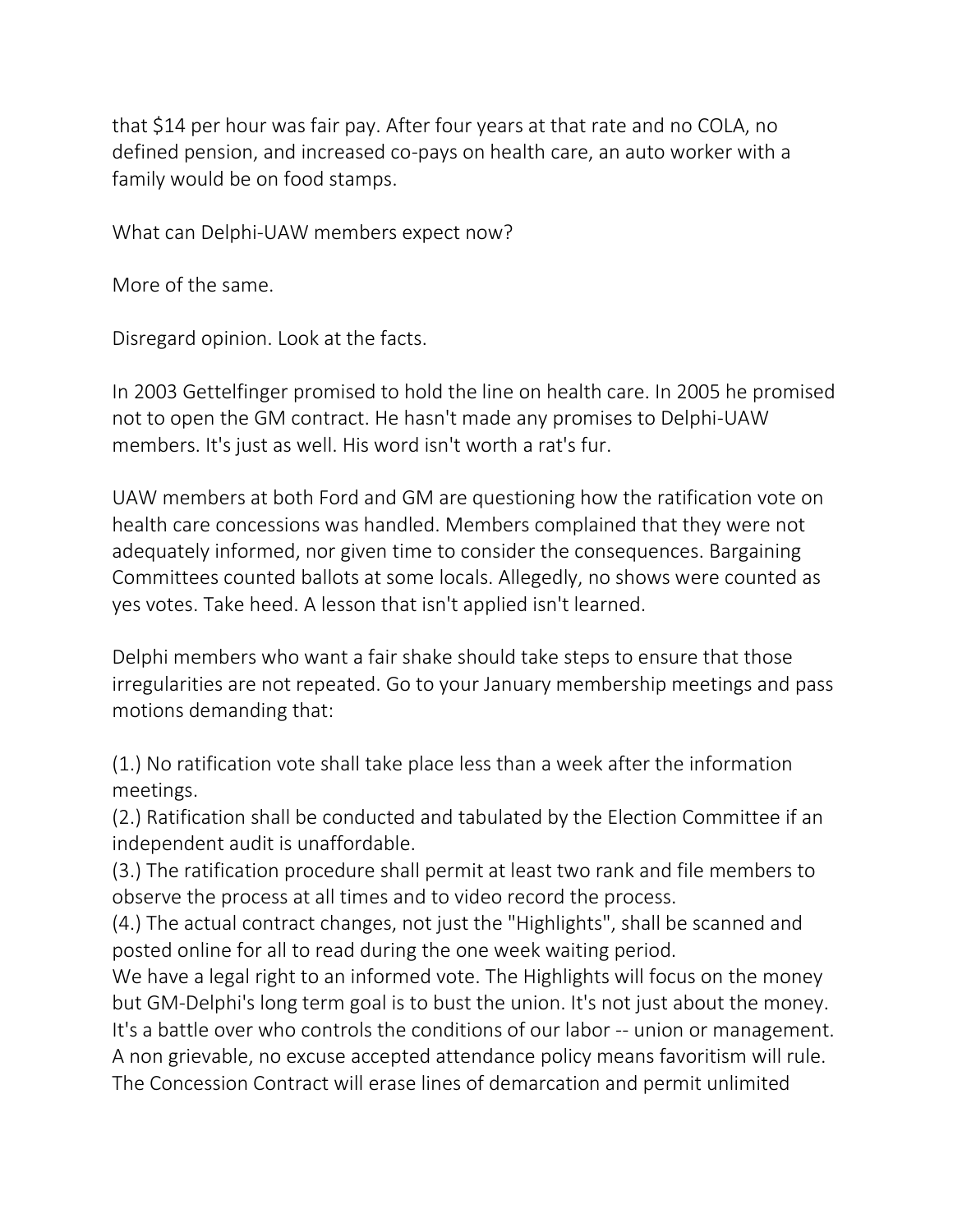that $14 per hour was fair pay. After four years at that rate and no COLA, no defined pension, and increased co-pays on health care, an auto worker with a family would be on food stamps.

What can Delphi-UAW members expect now?

More of the same.

Disregard opinion. Look at the facts.

In 2003 Gettelfinger promised to hold the line on health care. In 2005 he promised not to open the GM contract. He hasn't made any promises to Delphi-UAW members. It's just as well. His word isn't worth a rat's fur.

UAW members at both Ford and GM are questioning how the ratification vote on health care concessions was handled. Members complained that they were not adequately informed, nor given time to consider the consequences. Bargaining Committees counted ballots at some locals. Allegedly, no shows were counted as yes votes. Take heed. A lesson that isn't applied isn't learned.

Delphi members who want a fair shake should take steps to ensure that those irregularities are not repeated. Go to your January membership meetings and pass motions demanding that:

(1.) No ratification vote shall take place less than a week after the information meetings.
(2.) Ratification shall be conducted and tabulated by the Election Committee if an independent audit is unaffordable.
(3.) The ratification procedure shall permit at least two rank and file members to observe the process at all times and to video record the process.
(4.) The actual contract changes, not just the "Highlights", shall be scanned and posted online for all to read during the one week waiting period.
We have a legal right to an informed vote. The Highlights will focus on the money but GM-Delphi's long term goal is to bust the union. It's not just about the money. It's a battle over who controls the conditions of our labor -- union or management. A non grievable, no excuse accepted attendance policy means favoritism will rule. The Concession Contract will erase lines of demarcation and permit unlimited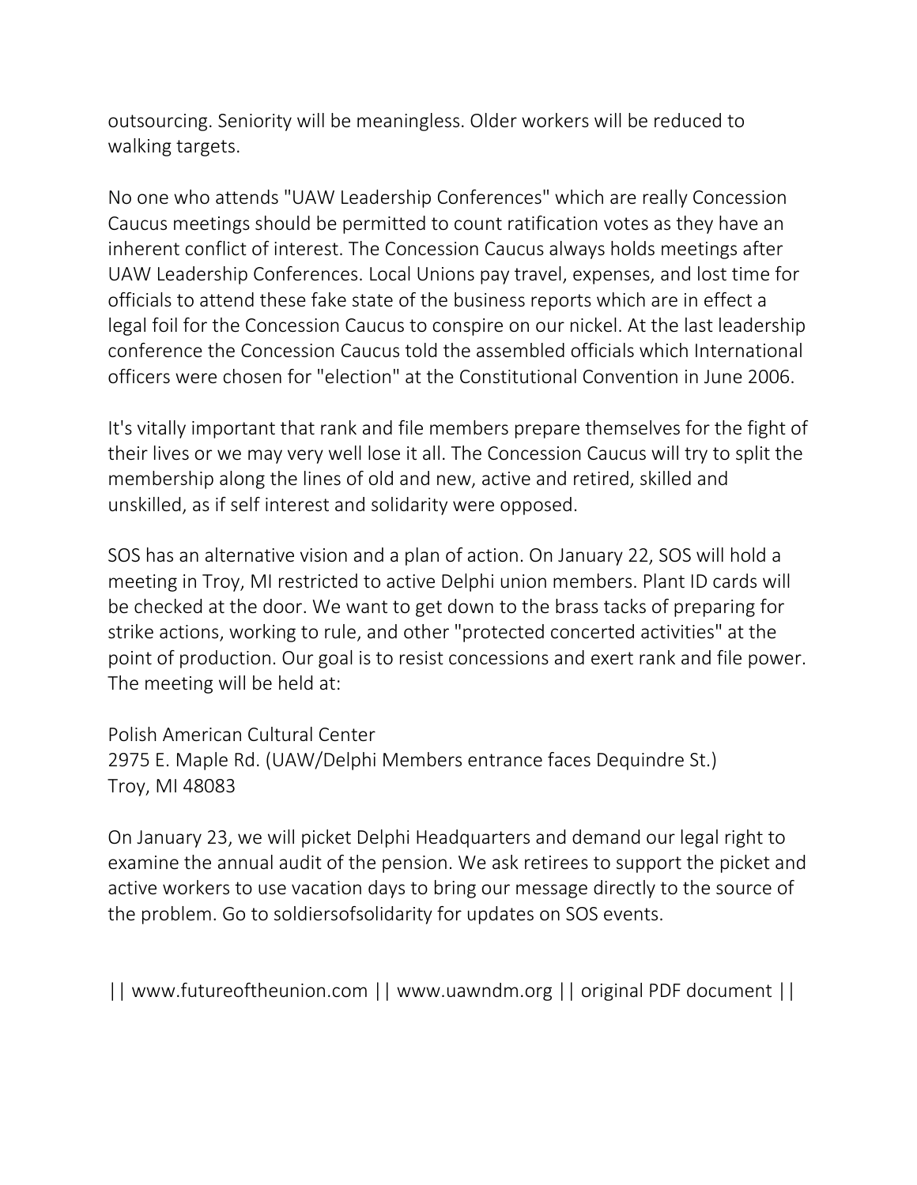outsourcing. Seniority will be meaningless. Older workers will be reduced to walking targets.

No one who attends "UAW Leadership Conferences" which are really Concession Caucus meetings should be permitted to count ratification votes as they have an inherent conflict of interest. The Concession Caucus always holds meetings after UAW Leadership Conferences. Local Unions pay travel, expenses, and lost time for officials to attend these fake state of the business reports which are in effect a legal foil for the Concession Caucus to conspire on our nickel. At the last leadership conference the Concession Caucus told the assembled officials which International officers were chosen for "election" at the Constitutional Convention in June 2006.

It's vitally important that rank and file members prepare themselves for the fight of their lives or we may very well lose it all. The Concession Caucus will try to split the membership along the lines of old and new, active and retired, skilled and unskilled, as if self interest and solidarity were opposed.

SOS has an alternative vision and a plan of action. On January 22, SOS will hold a meeting in Troy, MI restricted to active Delphi union members. Plant ID cards will be checked at the door. We want to get down to the brass tacks of preparing for strike actions, working to rule, and other "protected concerted activities" at the point of production. Our goal is to resist concessions and exert rank and file power. The meeting will be held at:

Polish American Cultural Center
2975 E. Maple Rd. (UAW/Delphi Members entrance faces Dequindre St.)
Troy, MI 48083

On January 23, we will picket Delphi Headquarters and demand our legal right to examine the annual audit of the pension. We ask retirees to support the picket and active workers to use vacation days to bring our message directly to the source of the problem. Go to soldiersofsolidarity for updates on SOS events.

|| www.futureoftheunion.com || www.uawndm.org || original PDF document ||